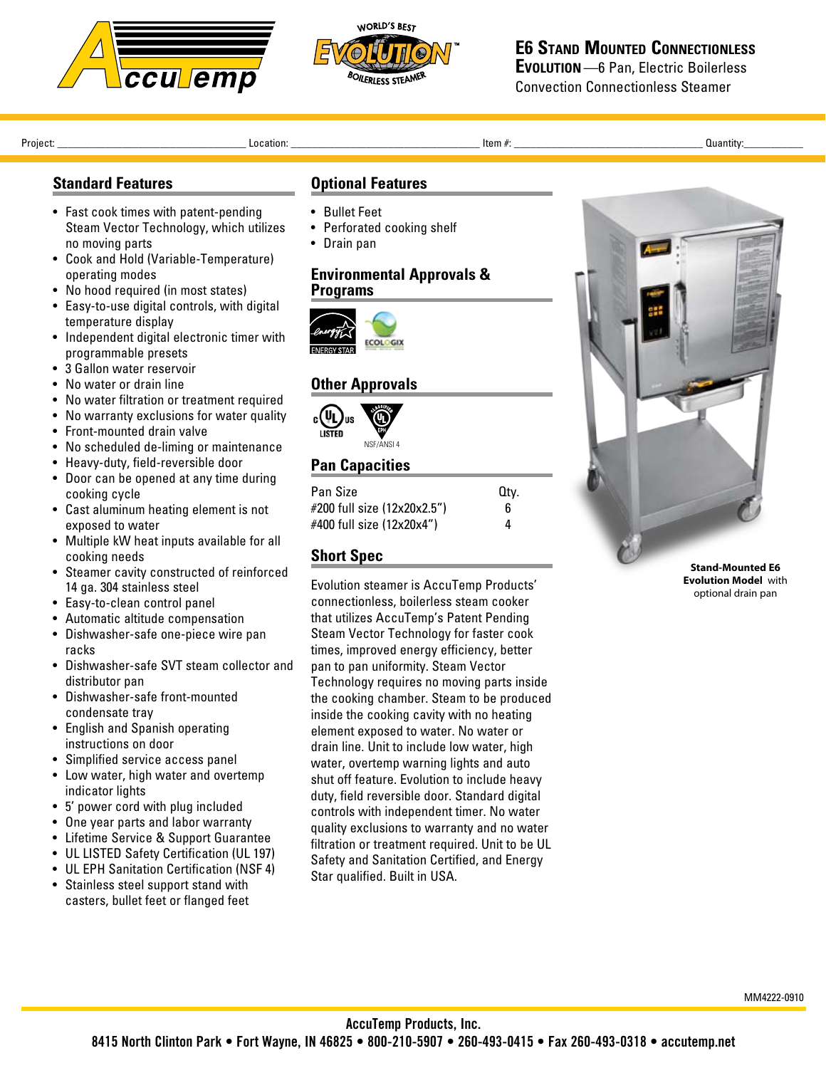# E6 Stand Mounted Connectionless

**Evolution** —6 Pan, Electric Boilerless Convection Connectionless Steamer

Project: ______________________ Location: ______________________ Item #: ______________________ Quantity: __________

## Standard Features

- Fast cook times with patent-pending Steam Vector Technology, which utilizes no moving parts
- Cook and Hold (Variable-Temperature) operating modes
- No hood required (in most states)
- Easy-to-use digital controls, with digital temperature display
- Independent digital electronic timer with programmable presets
- 3 Gallon water reservoir
- No water or drain line
- No water filtration or treatment required
- No warranty exclusions for water quality
- Front-mounted drain valve
- No scheduled de-liming or maintenance
- Heavy-duty, field-reversible door
- Door can be opened at any time during cooking cycle
- Cast aluminum heating element is not exposed to water
- Multiple kW heat inputs available for all cooking needs
- Steamer cavity constructed of reinforced 14 ga. 304 stainless steel
- Easy-to-clean control panel
- Automatic altitude compensation
- Dishwasher-safe one-piece wire pan racks
- Dishwasher-safe SVT steam collector and distributor pan
- Dishwasher-safe front-mounted condensate tray
- English and Spanish operating instructions on door
- Simplified service access panel
- Low water, high water and overtemp indicator lights
- 5' power cord with plug included
- One year parts and labor warranty
- Lifetime Service & Support Guarantee
- UL LISTED Safety Certification (UL 197)
- UL EPH Sanitation Certification (NSF 4)
- Stainless steel support stand with casters, bullet feet or flanged feet

## Optional Features

- Bullet Feet
- Perforated cooking shelf
- Drain pan

## Environmental Approvals & Programs

ENERGY STAR ECOLOGIX

## Other Approvals

c UL us LISTED NSF/ANSI 4

## Pan Capacities

| Pan Size | Qty. |
|---|---|
| #200 full size (12x20x2.5") | 6 |
| #400 full size (12x20x4") | 4 |

## Short Spec

Evolution steamer is AccuTemp Products' connectionless, boilerless steam cooker that utilizes AccuTemp's Patent Pending Steam Vector Technology for faster cook times, improved energy efficiency, better pan to pan uniformity. Steam Vector Technology requires no moving parts inside the cooking chamber. Steam to be produced inside the cooking cavity with no heating element exposed to water. No water or drain line. Unit to include low water, high water, overtemp warning lights and auto shut off feature. Evolution to include heavy duty, field reversible door. Standard digital controls with independent timer. No water quality exclusions to warranty and no water filtration or treatment required. Unit to be UL Safety and Sanitation Certified, and Energy Star qualified. Built in USA.

**Stand-Mounted E6 Evolution Model** with optional drain pan

MM4222-0910

AccuTemp Products, Inc.
8415 North Clinton Park • Fort Wayne, IN 46825 • 800-210-5907 • 260-493-0415 • Fax 260-493-0318 • accutemp.net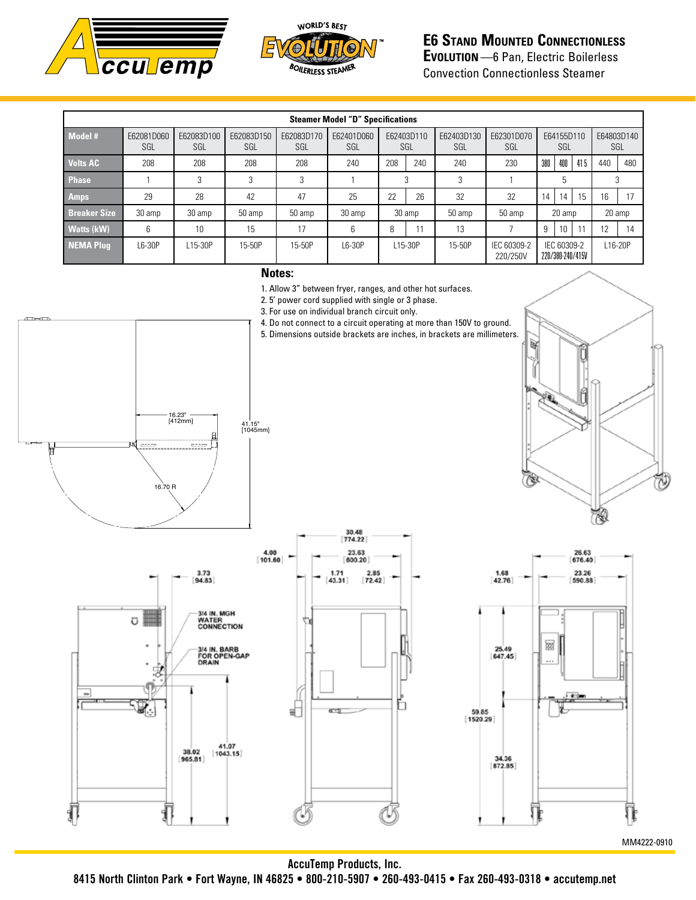# E6 Stand Mounted Connectionless

**Evolution** —6 Pan, Electric Boilerless Convection Connectionless Steamer

| Steamer Model "D" Specifications | | | | | | | | | | | | | | | | |
|---|---|---|---|---|---|---|---|---|---|---|---|---|---|---|---|---|
| **Model #** | E62081D060 SGL | E62083D100 SGL | E62083D150 SGL | E62083D170 SGL | E62401D060 SGL | E62403D110 SGL | | E62403D130 SGL | E62301D070 SGL | E64155D110 SGL | | | E64803D140 SGL | |
| **Volts AC** | 208 | 208 | 208 | 208 | 240 | 208 | 240 | 240 | 230 | 380 | 400 | 415 | 440 | 480 |
| **Phase** | 1 | 3 | 3 | 3 | 1 | 3 | | 3 | 1 | 5 | | | 3 | |
| **Amps** | 29 | 28 | 42 | 47 | 25 | 22 | 26 | 32 | 32 | 14 | 14 | 15 | 16 | 17 |
| **Breaker Size** | 30 amp | 30 amp | 50 amp | 50 amp | 30 amp | 30 amp | | 50 amp | 50 amp | 20 amp | | | 20 amp | |
| **Watts (kW)** | 6 | 10 | 15 | 17 | 6 | 8 | 11 | 13 | 7 | 9 | 10 | 11 | 12 | 14 |
| **NEMA Plug** | L6-30P | L15-30P | 15-50P | 15-50P | L6-30P | L15-30P | | 15-50P | IEC 60309-2 220/250V | IEC 60309-2 220/380-240/415V | | | L16-20P | |

## Notes:

1. Allow 3" between fryer, ranges, and other hot surfaces.
2. 5' power cord supplied with single or 3 phase.
3. For use on individual branch circuit only.
4. Do not connect to a circuit operating at more than 150V to ground.
5. Dimensions outside brackets are inches, in brackets are millimeters.

16.23" [412mm]

41.15" [1045mm]

16.70 R

3.73 [94.83]

3/4 IN. MGH WATER CONNECTION

3/4 IN. BARB FOR OPEN-GAP DRAIN

38.02 [965.81]

41.07 [1043.15]

30.48 [774.22]

4.00 [101.60]

23.63 [600.20]

1.71 [43.31]

2.85 [72.42]

26.63 [676.40]

1.68 [42.76]

23.26 [590.88]

25.49 [647.45]

59.85 [1520.29]

34.36 [872.85]

MM4222-0910

AccuTemp Products, Inc.

8415 North Clinton Park • Fort Wayne, IN 46825 • 800-210-5907 • 260-493-0415 • Fax 260-493-0318 • accutemp.net